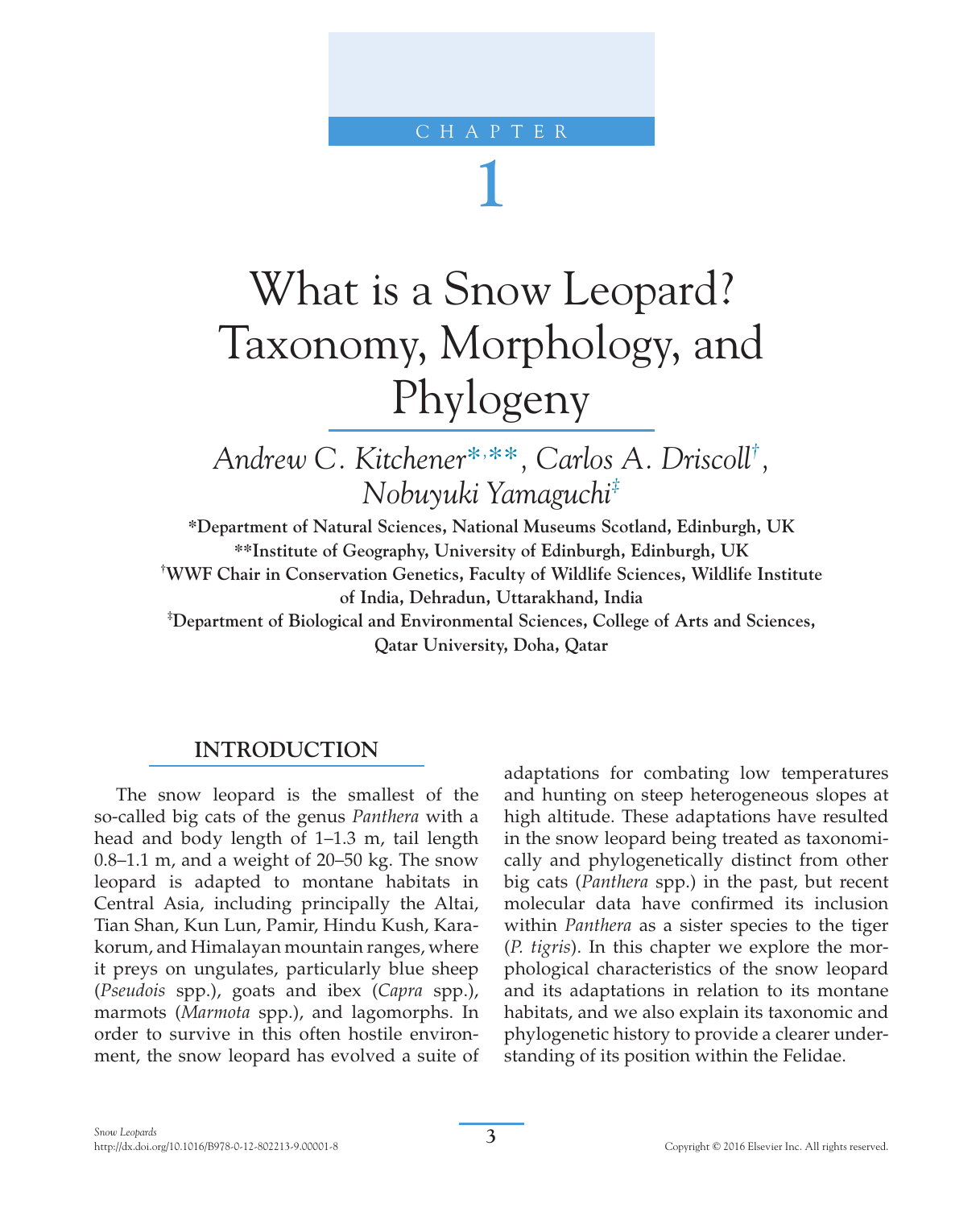CHAPTER

1

# What is a Snow Leopard? Taxonomy, Morphology, and Phylogeny

*Andrew C. Kitchener*[*,**], *Carlos A. Driscoll*[†], *Nobuyuki Yamaguchi*[‡]

**[*]Department of Natural Sciences, National Museums Scotland, Edinburgh, UK**
**[**]Institute of Geography, University of Edinburgh, Edinburgh, UK**
**[†]WWF Chair in Conservation Genetics, Faculty of Wildlife Sciences, Wildlife Institute of India, Dehradun, Uttarakhand, India**
**[‡]Department of Biological and Environmental Sciences, College of Arts and Sciences, Qatar University, Doha, Qatar**

## INTRODUCTION

The snow leopard is the smallest of the so-called big cats of the genus *Panthera* with a head and body length of 1–1.3 m, tail length 0.8–1.1 m, and a weight of 20–50 kg. The snow leopard is adapted to montane habitats in Central Asia, including principally the Altai, Tian Shan, Kun Lun, Pamir, Hindu Kush, Karakorum, and Himalayan mountain ranges, where it preys on ungulates, particularly blue sheep (*Pseudois* spp.), goats and ibex (*Capra* spp.), marmots (*Marmota* spp.), and lagomorphs. In order to survive in this often hostile environment, the snow leopard has evolved a suite of adaptations for combating low temperatures and hunting on steep heterogeneous slopes at high altitude. These adaptations have resulted in the snow leopard being treated as taxonomically and phylogenetically distinct from other big cats (*Panthera* spp.) in the past, but recent molecular data have confirmed its inclusion within *Panthera* as a sister species to the tiger (*P. tigris*). In this chapter we explore the morphological characteristics of the snow leopard and its adaptations in relation to its montane habitats, and we also explain its taxonomic and phylogenetic history to provide a clearer understanding of its position within the Felidae.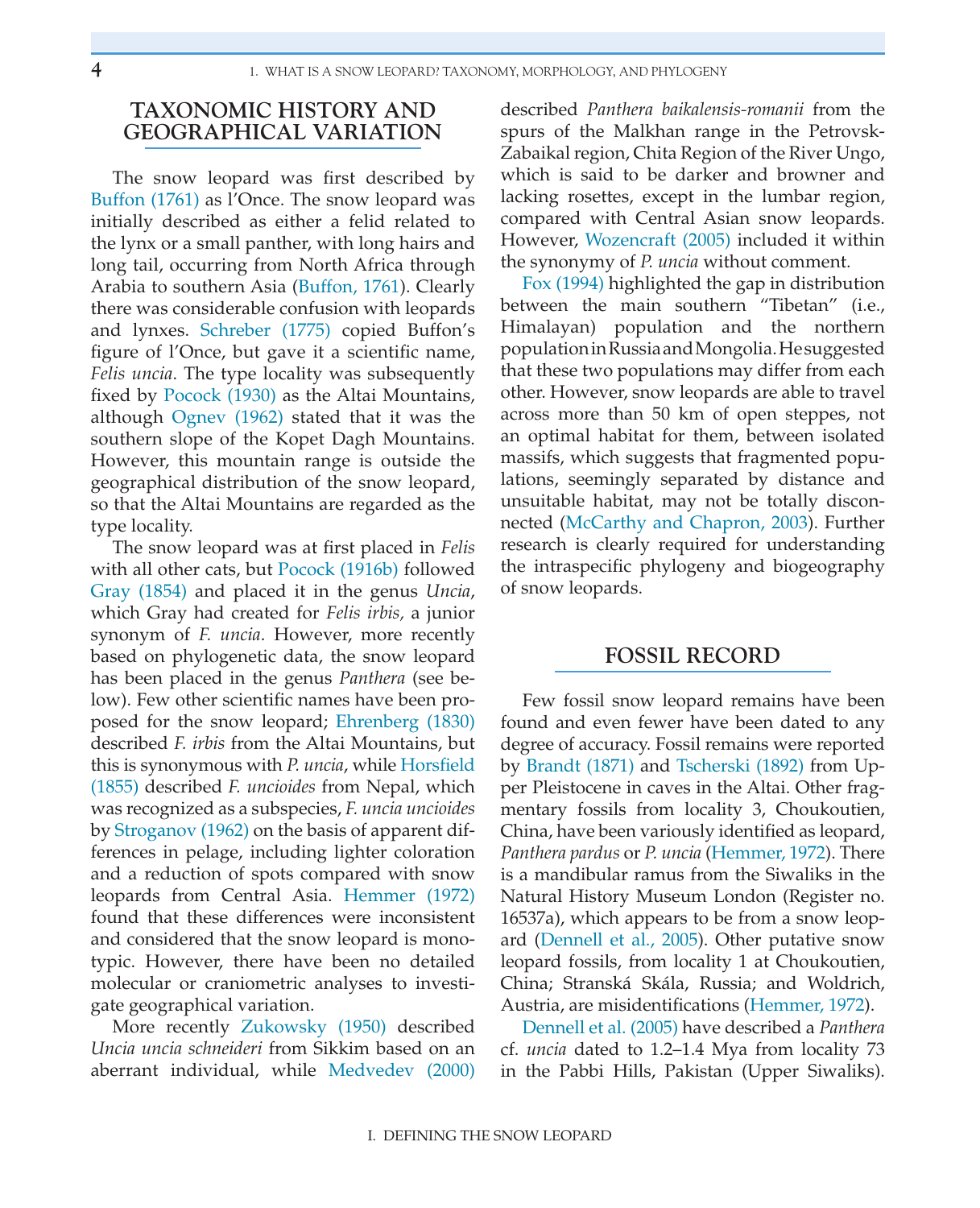## TAXONOMIC HISTORY AND GEOGRAPHICAL VARIATION

The snow leopard was first described by Buffon (1761) as l'Once. The snow leopard was initially described as either a felid related to the lynx or a small panther, with long hairs and long tail, occurring from North Africa through Arabia to southern Asia (Buffon, 1761). Clearly there was considerable confusion with leopards and lynxes. Schreber (1775) copied Buffon's figure of l'Once, but gave it a scientific name, *Felis uncia*. The type locality was subsequently fixed by Pocock (1930) as the Altai Mountains, although Ognev (1962) stated that it was the southern slope of the Kopet Dagh Mountains. However, this mountain range is outside the geographical distribution of the snow leopard, so that the Altai Mountains are regarded as the type locality.

The snow leopard was at first placed in *Felis* with all other cats, but Pocock (1916b) followed Gray (1854) and placed it in the genus *Uncia*, which Gray had created for *Felis irbis*, a junior synonym of *F. uncia*. However, more recently based on phylogenetic data, the snow leopard has been placed in the genus *Panthera* (see below). Few other scientific names have been proposed for the snow leopard; Ehrenberg (1830) described *F. irbis* from the Altai Mountains, but this is synonymous with *P. uncia*, while Horsfield (1855) described *F. uncioides* from Nepal, which was recognized as a subspecies, *F. uncia uncioides* by Stroganov (1962) on the basis of apparent differences in pelage, including lighter coloration and a reduction of spots compared with snow leopards from Central Asia. Hemmer (1972) found that these differences were inconsistent and considered that the snow leopard is monotypic. However, there have been no detailed molecular or craniometric analyses to investigate geographical variation.

More recently Zukowsky (1950) described *Uncia uncia schneideri* from Sikkim based on an aberrant individual, while Medvedev (2000) described *Panthera baikalensis-romanii* from the spurs of the Malkhan range in the Petrovsk-Zabaikal region, Chita Region of the River Ungo, which is said to be darker and browner and lacking rosettes, except in the lumbar region, compared with Central Asian snow leopards. However, Wozencraft (2005) included it within the synonymy of *P. uncia* without comment.

Fox (1994) highlighted the gap in distribution between the main southern "Tibetan" (i.e., Himalayan) population and the northern population in Russia and Mongolia. He suggested that these two populations may differ from each other. However, snow leopards are able to travel across more than 50 km of open steppes, not an optimal habitat for them, between isolated massifs, which suggests that fragmented populations, seemingly separated by distance and unsuitable habitat, may not be totally disconnected (McCarthy and Chapron, 2003). Further research is clearly required for understanding the intraspecific phylogeny and biogeography of snow leopards.

## FOSSIL RECORD

Few fossil snow leopard remains have been found and even fewer have been dated to any degree of accuracy. Fossil remains were reported by Brandt (1871) and Tscherski (1892) from Upper Pleistocene in caves in the Altai. Other fragmentary fossils from locality 3, Choukoutien, China, have been variously identified as leopard, *Panthera pardus* or *P. uncia* (Hemmer, 1972). There is a mandibular ramus from the Siwaliks in the Natural History Museum London (Register no. 16537a), which appears to be from a snow leopard (Dennell et al., 2005). Other putative snow leopard fossils, from locality 1 at Choukoutien, China; Stranská Skála, Russia; and Woldrich, Austria, are misidentifications (Hemmer, 1972).

Dennell et al. (2005) have described a *Panthera* cf. *uncia* dated to 1.2–1.4 Mya from locality 73 in the Pabbi Hills, Pakistan (Upper Siwaliks).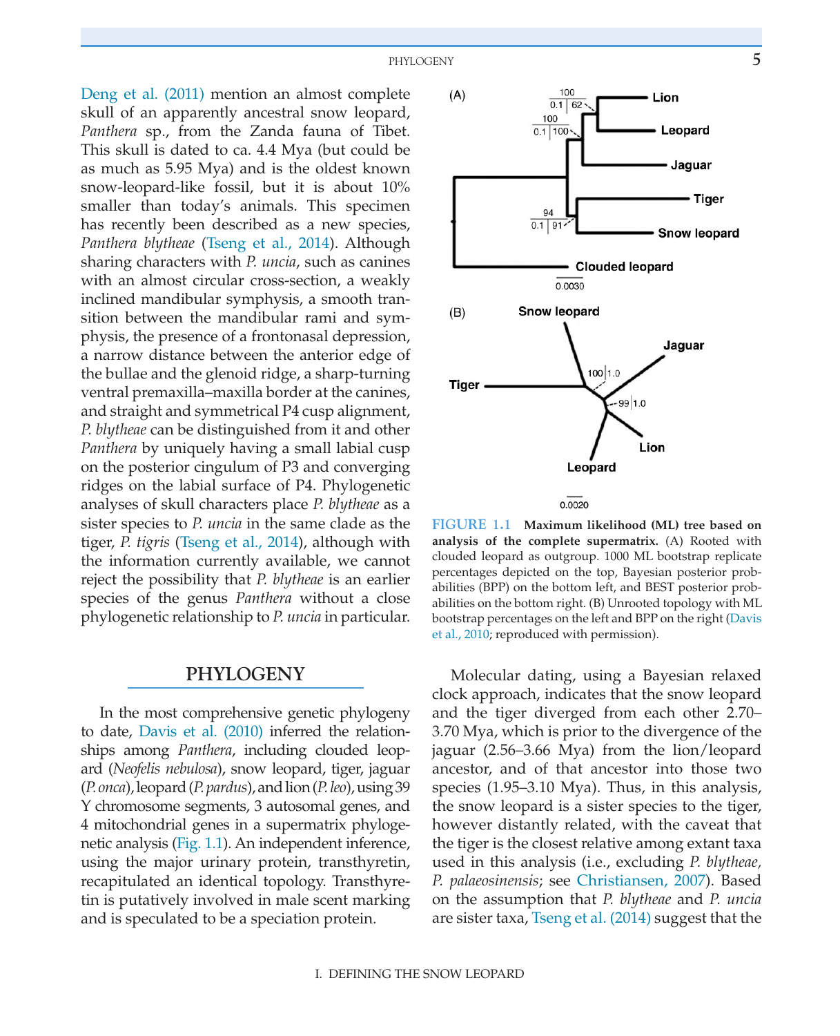Deng et al. (2011) mention an almost complete skull of an apparently ancestral snow leopard, *Panthera* sp., from the Zanda fauna of Tibet. This skull is dated to ca. 4.4 Mya (but could be as much as 5.95 Mya) and is the oldest known snow-leopard-like fossil, but it is about 10% smaller than today's animals. This specimen has recently been described as a new species, *Panthera blytheae* (Tseng et al., 2014). Although sharing characters with *P. uncia*, such as canines with an almost circular cross-section, a weakly inclined mandibular symphysis, a smooth transition between the mandibular rami and symphysis, the presence of a frontonasal depression, a narrow distance between the anterior edge of the bullae and the glenoid ridge, a sharp-turning ventral premaxilla–maxilla border at the canines, and straight and symmetrical P4 cusp alignment, *P. blytheae* can be distinguished from it and other *Panthera* by uniquely having a small labial cusp on the posterior cingulum of P3 and converging ridges on the labial surface of P4. Phylogenetic analyses of skull characters place *P. blytheae* as a sister species to *P. uncia* in the same clade as the tiger, *P. tigris* (Tseng et al., 2014), although with the information currently available, we cannot reject the possibility that *P. blytheae* is an earlier species of the genus *Panthera* without a close phylogenetic relationship to *P. uncia* in particular.

## PHYLOGENY

In the most comprehensive genetic phylogeny to date, Davis et al. (2010) inferred the relationships among *Panthera*, including clouded leopard (*Neofelis nebulosa*), snow leopard, tiger, jaguar (*P. onca*), leopard (*P. pardus*), and lion (*P. leo*), using 39 Y chromosome segments, 3 autosomal genes, and 4 mitochondrial genes in a supermatrix phylogenetic analysis (Fig. 1.1). An independent inference, using the major urinary protein, transthyretin, recapitulated an identical topology. Transthyretin is putatively involved in male scent marking and is speculated to be a speciation protein.

**FIGURE 1.1 Maximum likelihood (ML) tree based on analysis of the complete supermatrix.** (A) Rooted with clouded leopard as outgroup. 1000 ML bootstrap replicate percentages depicted on the top, Bayesian posterior probabilities (BPP) on the bottom left, and BEST posterior probabilities on the bottom right. (B) Unrooted topology with ML bootstrap percentages on the left and BPP on the right (Davis et al., 2010; reproduced with permission).

Molecular dating, using a Bayesian relaxed clock approach, indicates that the snow leopard and the tiger diverged from each other 2.70–3.70 Mya, which is prior to the divergence of the jaguar (2.56–3.66 Mya) from the lion/leopard ancestor, and of that ancestor into those two species (1.95–3.10 Mya). Thus, in this analysis, the snow leopard is a sister species to the tiger, however distantly related, with the caveat that the tiger is the closest relative among extant taxa used in this analysis (i.e., excluding *P. blytheae, P. palaeosinensis*; see Christiansen, 2007). Based on the assumption that *P. blytheae* and *P. uncia* are sister taxa, Tseng et al. (2014) suggest that the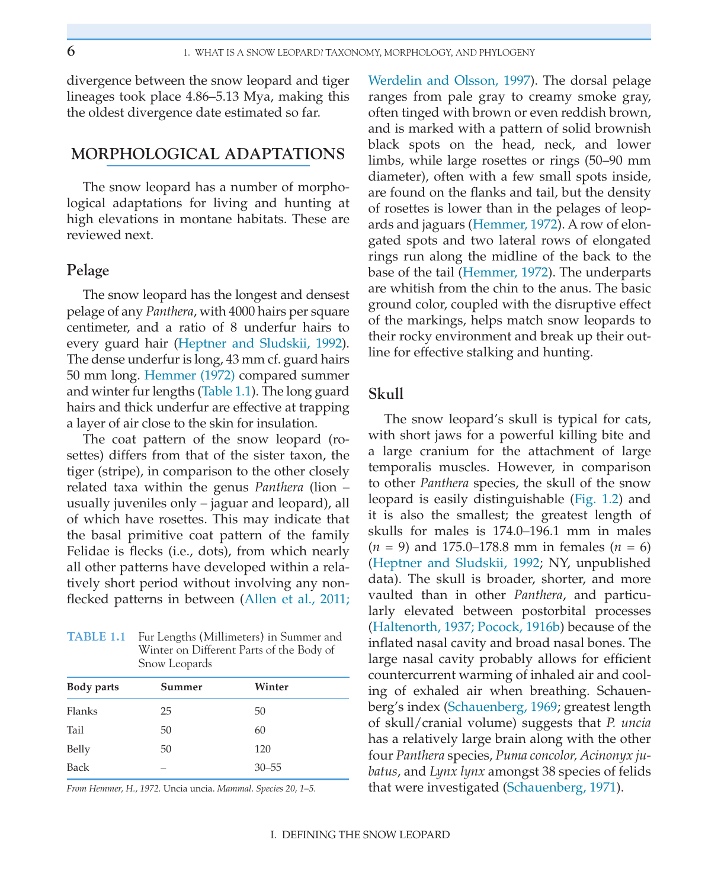divergence between the snow leopard and tiger lineages took place 4.86–5.13 Mya, making this the oldest divergence date estimated so far.

## MORPHOLOGICAL ADAPTATIONS

The snow leopard has a number of morphological adaptations for living and hunting at high elevations in montane habitats. These are reviewed next.

### Pelage

The snow leopard has the longest and densest pelage of any *Panthera*, with 4000 hairs per square centimeter, and a ratio of 8 underfur hairs to every guard hair (Heptner and Sludskii, 1992). The dense underfur is long, 43 mm cf. guard hairs 50 mm long. Hemmer (1972) compared summer and winter fur lengths (Table 1.1). The long guard hairs and thick underfur are effective at trapping a layer of air close to the skin for insulation.

The coat pattern of the snow leopard (rosettes) differs from that of the sister taxon, the tiger (stripe), in comparison to the other closely related taxa within the genus *Panthera* (lion – usually juveniles only – jaguar and leopard), all of which have rosettes. This may indicate that the basal primitive coat pattern of the family Felidae is flecks (i.e., dots), from which nearly all other patterns have developed within a relatively short period without involving any non-flecked patterns in between (Allen et al., 2011; Werdelin and Olsson, 1997). The dorsal pelage ranges from pale gray to creamy smoke gray, often tinged with brown or even reddish brown, and is marked with a pattern of solid brownish black spots on the head, neck, and lower limbs, while large rosettes or rings (50–90 mm diameter), often with a few small spots inside, are found on the flanks and tail, but the density of rosettes is lower than in the pelages of leopards and jaguars (Hemmer, 1972). A row of elongated spots and two lateral rows of elongated rings run along the midline of the back to the base of the tail (Hemmer, 1972). The underparts are whitish from the chin to the anus. The basic ground color, coupled with the disruptive effect of the markings, helps match snow leopards to their rocky environment and break up their outline for effective stalking and hunting.

**TABLE 1.1** Fur Lengths (Millimeters) in Summer and Winter on Different Parts of the Body of Snow Leopards

| Body parts | Summer | Winter |
|---|---|---|
| Flanks | 25 | 50 |
| Tail | 50 | 60 |
| Belly | 50 | 120 |
| Back | – | 30–55 |

*From Hemmer, H., 1972.* Uncia uncia. *Mammal. Species 20, 1–5.*

### Skull

The snow leopard's skull is typical for cats, with short jaws for a powerful killing bite and a large cranium for the attachment of large temporalis muscles. However, in comparison to other *Panthera* species, the skull of the snow leopard is easily distinguishable (Fig. 1.2) and it is also the smallest; the greatest length of skulls for males is 174.0–196.1 mm in males ($n$ = 9) and 175.0–178.8 mm in females ($n$ = 6) (Heptner and Sludskii, 1992; NY, unpublished data). The skull is broader, shorter, and more vaulted than in other *Panthera*, and particularly elevated between postorbital processes (Haltenorth, 1937; Pocock, 1916b) because of the inflated nasal cavity and broad nasal bones. The large nasal cavity probably allows for efficient countercurrent warming of inhaled air and cooling of exhaled air when breathing. Schauenberg's index (Schauenberg, 1969; greatest length of skull/cranial volume) suggests that *P. uncia* has a relatively large brain along with the other four *Panthera* species, *Puma concolor, Acinonyx jubatus*, and *Lynx lynx* amongst 38 species of felids that were investigated (Schauenberg, 1971).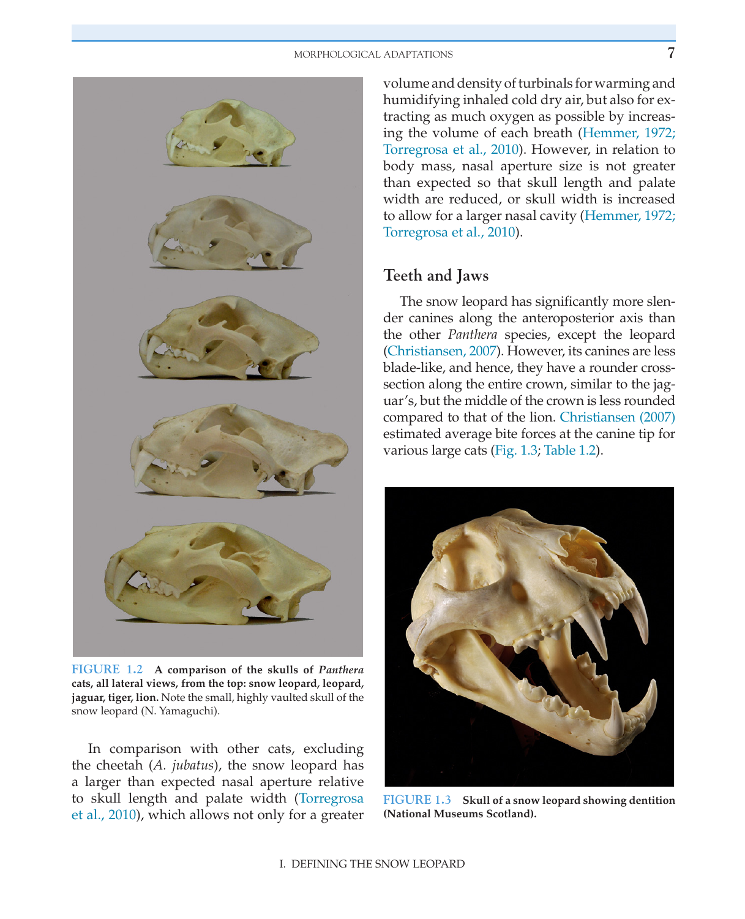FIGURE 1.2 **A comparison of the skulls of *Panthera* cats, all lateral views, from the top: snow leopard, leopard, jaguar, tiger, lion.** Note the small, highly vaulted skull of the snow leopard (N. Yamaguchi).

In comparison with other cats, excluding the cheetah (*A. jubatus*), the snow leopard has a larger than expected nasal aperture relative to skull length and palate width (Torregrosa et al., 2010), which allows not only for a greater volume and density of turbinals for warming and humidifying inhaled cold dry air, but also for extracting as much oxygen as possible by increasing the volume of each breath (Hemmer, 1972; Torregrosa et al., 2010). However, in relation to body mass, nasal aperture size is not greater than expected so that skull length and palate width are reduced, or skull width is increased to allow for a larger nasal cavity (Hemmer, 1972; Torregrosa et al., 2010).

## Teeth and Jaws

The snow leopard has significantly more slender canines along the anteroposterior axis than the other *Panthera* species, except the leopard (Christiansen, 2007). However, its canines are less blade-like, and hence, they have a rounder cross-section along the entire crown, similar to the jaguar's, but the middle of the crown is less rounded compared to that of the lion. Christiansen (2007) estimated average bite forces at the canine tip for various large cats (Fig. 1.3; Table 1.2).

FIGURE 1.3 **Skull of a snow leopard showing dentition (National Museums Scotland).**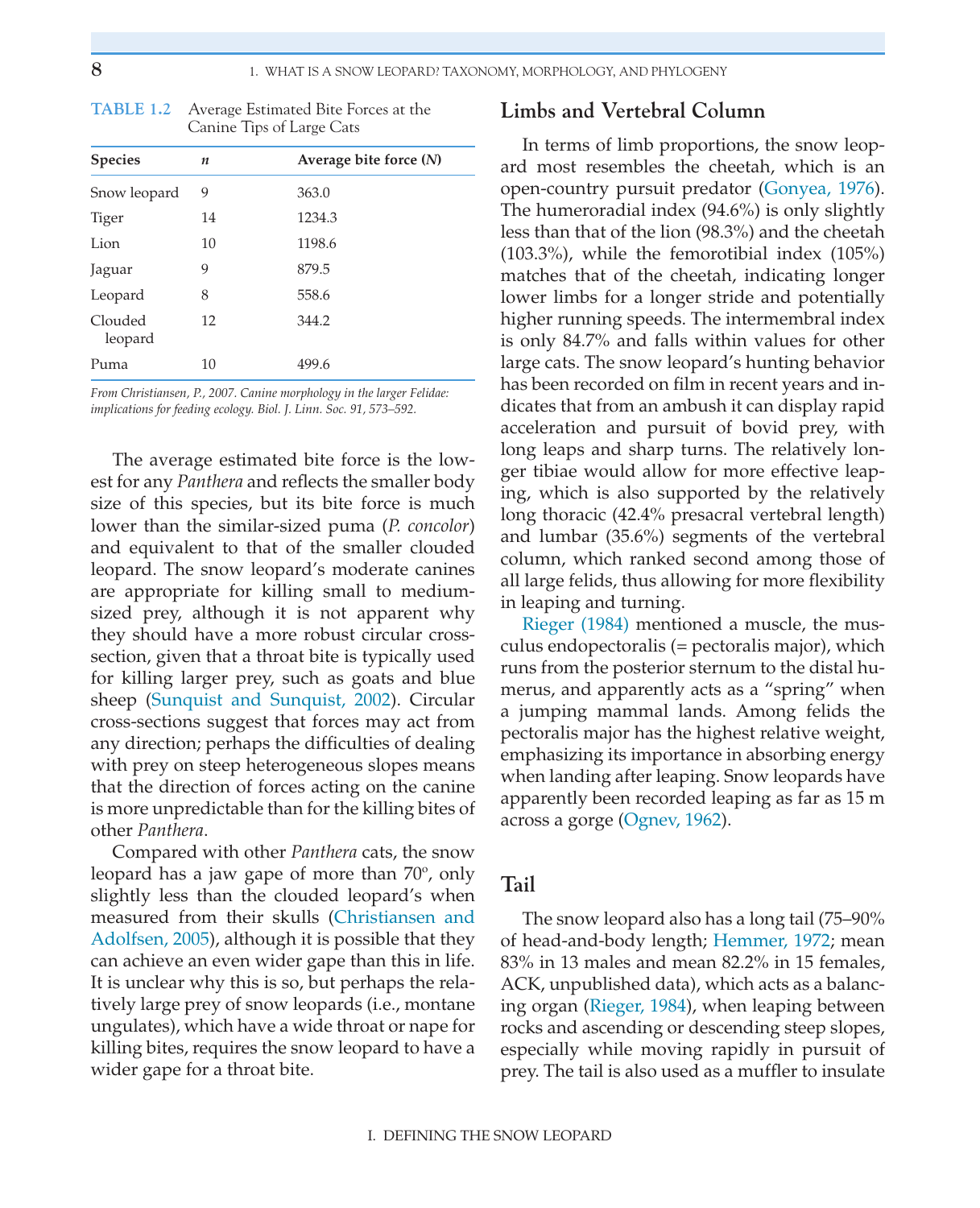**TABLE 1.2** Average Estimated Bite Forces at the Canine Tips of Large Cats

| Species | *n* | Average bite force (*N*) |
|---|---|---|
| Snow leopard | 9 | 363.0 |
| Tiger | 14 | 1234.3 |
| Lion | 10 | 1198.6 |
| Jaguar | 9 | 879.5 |
| Leopard | 8 | 558.6 |
| Clouded leopard | 12 | 344.2 |
| Puma | 10 | 499.6 |

*From Christiansen, P., 2007. Canine morphology in the larger Felidae: implications for feeding ecology. Biol. J. Linn. Soc. 91, 573–592.*

The average estimated bite force is the lowest for any *Panthera* and reflects the smaller body size of this species, but its bite force is much lower than the similar-sized puma (*P. concolor*) and equivalent to that of the smaller clouded leopard. The snow leopard's moderate canines are appropriate for killing small to medium-sized prey, although it is not apparent why they should have a more robust circular cross-section, given that a throat bite is typically used for killing larger prey, such as goats and blue sheep (Sunquist and Sunquist, 2002). Circular cross-sections suggest that forces may act from any direction; perhaps the difficulties of dealing with prey on steep heterogeneous slopes means that the direction of forces acting on the canine is more unpredictable than for the killing bites of other *Panthera*.

Compared with other *Panthera* cats, the snow leopard has a jaw gape of more than 70º, only slightly less than the clouded leopard's when measured from their skulls (Christiansen and Adolfsen, 2005), although it is possible that they can achieve an even wider gape than this in life. It is unclear why this is so, but perhaps the relatively large prey of snow leopards (i.e., montane ungulates), which have a wide throat or nape for killing bites, requires the snow leopard to have a wider gape for a throat bite.

## Limbs and Vertebral Column

In terms of limb proportions, the snow leopard most resembles the cheetah, which is an open-country pursuit predator (Gonyea, 1976). The humeroradial index (94.6%) is only slightly less than that of the lion (98.3%) and the cheetah (103.3%), while the femorotibial index (105%) matches that of the cheetah, indicating longer lower limbs for a longer stride and potentially higher running speeds. The intermembral index is only 84.7% and falls within values for other large cats. The snow leopard's hunting behavior has been recorded on film in recent years and indicates that from an ambush it can display rapid acceleration and pursuit of bovid prey, with long leaps and sharp turns. The relatively longer tibiae would allow for more effective leaping, which is also supported by the relatively long thoracic (42.4% presacral vertebral length) and lumbar (35.6%) segments of the vertebral column, which ranked second among those of all large felids, thus allowing for more flexibility in leaping and turning.

Rieger (1984) mentioned a muscle, the musculus endopectoralis (= pectoralis major), which runs from the posterior sternum to the distal humerus, and apparently acts as a "spring" when a jumping mammal lands. Among felids the pectoralis major has the highest relative weight, emphasizing its importance in absorbing energy when landing after leaping. Snow leopards have apparently been recorded leaping as far as 15 m across a gorge (Ognev, 1962).

## Tail

The snow leopard also has a long tail (75–90% of head-and-body length; Hemmer, 1972; mean 83% in 13 males and mean 82.2% in 15 females, ACK, unpublished data), which acts as a balancing organ (Rieger, 1984), when leaping between rocks and ascending or descending steep slopes, especially while moving rapidly in pursuit of prey. The tail is also used as a muffler to insulate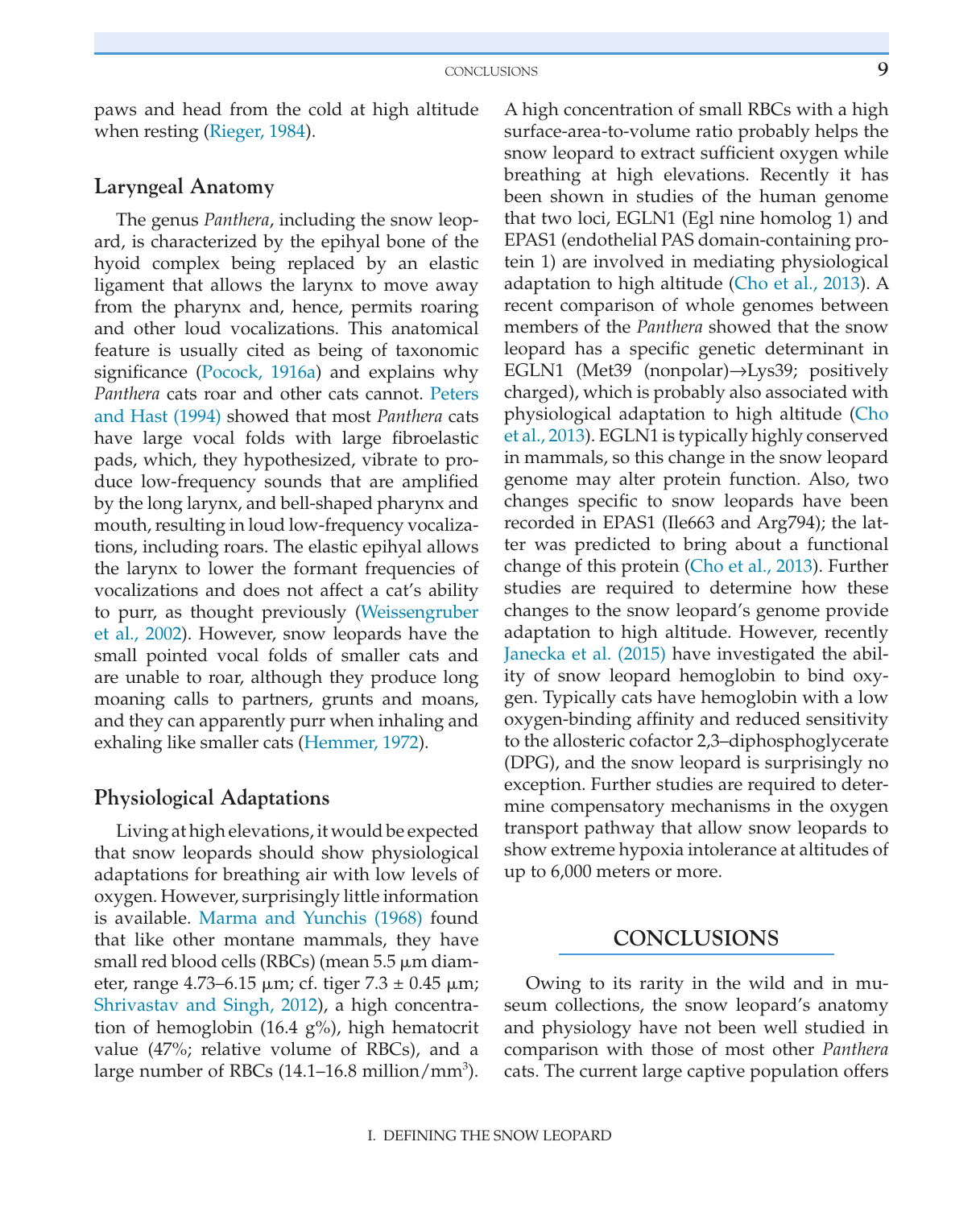paws and head from the cold at high altitude when resting (Rieger, 1984).

### Laryngeal Anatomy

The genus *Panthera*, including the snow leopard, is characterized by the epihyal bone of the hyoid complex being replaced by an elastic ligament that allows the larynx to move away from the pharynx and, hence, permits roaring and other loud vocalizations. This anatomical feature is usually cited as being of taxonomic significance (Pocock, 1916a) and explains why *Panthera* cats roar and other cats cannot. Peters and Hast (1994) showed that most *Panthera* cats have large vocal folds with large fibroelastic pads, which, they hypothesized, vibrate to produce low-frequency sounds that are amplified by the long larynx, and bell-shaped pharynx and mouth, resulting in loud low-frequency vocalizations, including roars. The elastic epihyal allows the larynx to lower the formant frequencies of vocalizations and does not affect a cat's ability to purr, as thought previously (Weissengruber et al., 2002). However, snow leopards have the small pointed vocal folds of smaller cats and are unable to roar, although they produce long moaning calls to partners, grunts and moans, and they can apparently purr when inhaling and exhaling like smaller cats (Hemmer, 1972).

### Physiological Adaptations

Living at high elevations, it would be expected that snow leopards should show physiological adaptations for breathing air with low levels of oxygen. However, surprisingly little information is available. Marma and Yunchis (1968) found that like other montane mammals, they have small red blood cells (RBCs) (mean 5.5 μm diameter, range 4.73–6.15 μm; cf. tiger 7.3 ± 0.45 μm; Shrivastav and Singh, 2012), a high concentration of hemoglobin (16.4 g%), high hematocrit value (47%; relative volume of RBCs), and a large number of RBCs (14.1–16.8 million/mm$^3$). A high concentration of small RBCs with a high surface-area-to-volume ratio probably helps the snow leopard to extract sufficient oxygen while breathing at high elevations. Recently it has been shown in studies of the human genome that two loci, EGLN1 (Egl nine homolog 1) and EPAS1 (endothelial PAS domain-containing protein 1) are involved in mediating physiological adaptation to high altitude (Cho et al., 2013). A recent comparison of whole genomes between members of the *Panthera* showed that the snow leopard has a specific genetic determinant in EGLN1 (Met39 (nonpolar)→Lys39; positively charged), which is probably also associated with physiological adaptation to high altitude (Cho et al., 2013). EGLN1 is typically highly conserved in mammals, so this change in the snow leopard genome may alter protein function. Also, two changes specific to snow leopards have been recorded in EPAS1 (Ile663 and Arg794); the latter was predicted to bring about a functional change of this protein (Cho et al., 2013). Further studies are required to determine how these changes to the snow leopard's genome provide adaptation to high altitude. However, recently Janecka et al. (2015) have investigated the ability of snow leopard hemoglobin to bind oxygen. Typically cats have hemoglobin with a low oxygen-binding affinity and reduced sensitivity to the allosteric cofactor 2,3–diphosphoglycerate (DPG), and the snow leopard is surprisingly no exception. Further studies are required to determine compensatory mechanisms in the oxygen transport pathway that allow snow leopards to show extreme hypoxia intolerance at altitudes of up to 6,000 meters or more.

## CONCLUSIONS

Owing to its rarity in the wild and in museum collections, the snow leopard's anatomy and physiology have not been well studied in comparison with those of most other *Panthera* cats. The current large captive population offers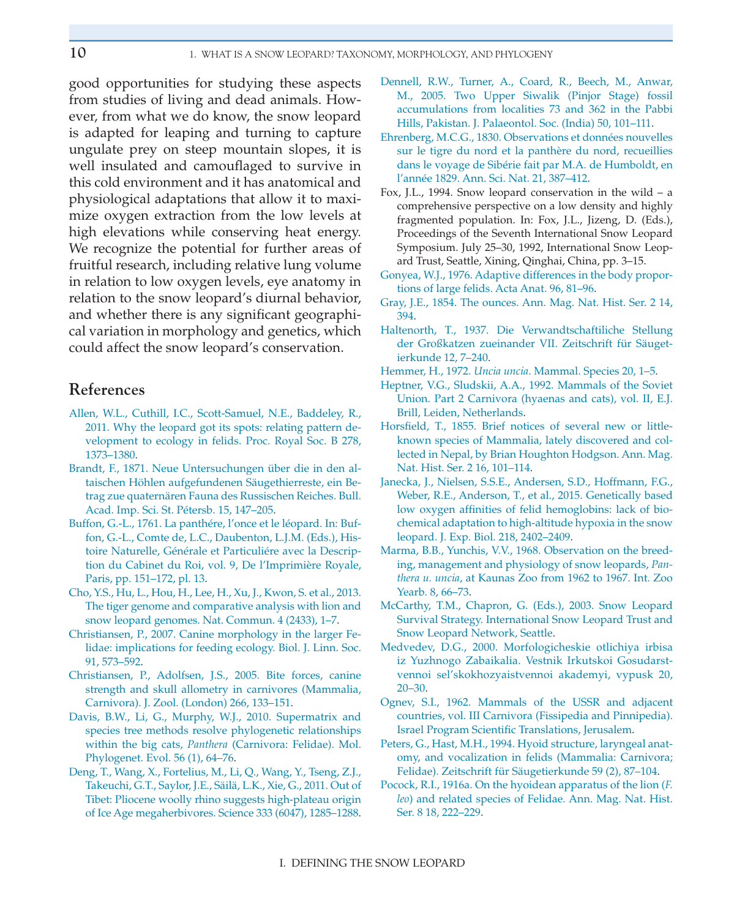good opportunities for studying these aspects from studies of living and dead animals. However, from what we do know, the snow leopard is adapted for leaping and turning to capture ungulate prey on steep mountain slopes, it is well insulated and camouflaged to survive in this cold environment and it has anatomical and physiological adaptations that allow it to maximize oxygen extraction from the low levels at high elevations while conserving heat energy. We recognize the potential for further areas of fruitful research, including relative lung volume in relation to low oxygen levels, eye anatomy in relation to the snow leopard's diurnal behavior, and whether there is any significant geographical variation in morphology and genetics, which could affect the snow leopard's conservation.

## References

Allen, W.L., Cuthill, I.C., Scott-Samuel, N.E., Baddeley, R., 2011. Why the leopard got its spots: relating pattern development to ecology in felids. Proc. Royal Soc. B 278, 1373–1380.

Brandt, F., 1871. Neue Untersuchungen über die in den altaischen Höhlen aufgefundenen Säugethierreste, ein Betrag zue quaternären Fauna des Russischen Reiches. Bull. Acad. Imp. Sci. St. Pétersb. 15, 147–205.

Buffon, G.-L., 1761. La panthére, l'once et le léopard. In: Buffon, G.-L., Comte de, L.C., Daubenton, L.J.M. (Eds.), Histoire Naturelle, Générale et Particuliére avec la Description du Cabinet du Roi, vol. 9, De l'Imprimière Royale, Paris, pp. 151–172, pl. 13.

Cho, Y.S., Hu, L., Hou, H., Lee, H., Xu, J., Kwon, S. et al., 2013. The tiger genome and comparative analysis with lion and snow leopard genomes. Nat. Commun. 4 (2433), 1–7.

Christiansen, P., 2007. Canine morphology in the larger Felidae: implications for feeding ecology. Biol. J. Linn. Soc. 91, 573–592.

Christiansen, P., Adolfsen, J.S., 2005. Bite forces, canine strength and skull allometry in carnivores (Mammalia, Carnivora). J. Zool. (London) 266, 133–151.

Davis, B.W., Li, G., Murphy, W.J., 2010. Supermatrix and species tree methods resolve phylogenetic relationships within the big cats, *Panthera* (Carnivora: Felidae). Mol. Phylogenet. Evol. 56 (1), 64–76.

Deng, T., Wang, X., Fortelius, M., Li, Q., Wang, Y., Tseng, Z.J., Takeuchi, G.T., Saylor, J.E., Säilä, L.K., Xie, G., 2011. Out of Tibet: Pliocene woolly rhino suggests high-plateau origin of Ice Age megaherbivores. Science 333 (6047), 1285–1288.

Dennell, R.W., Turner, A., Coard, R., Beech, M., Anwar, M., 2005. Two Upper Siwalik (Pinjor Stage) fossil accumulations from localities 73 and 362 in the Pabbi Hills, Pakistan. J. Palaeontol. Soc. (India) 50, 101–111.

Ehrenberg, M.C.G., 1830. Observations et données nouvelles sur le tigre du nord et la panthère du nord, recueillies dans le voyage de Sibérie fait par M.A. de Humboldt, en l'année 1829. Ann. Sci. Nat. 21, 387–412.

Fox, J.L., 1994. Snow leopard conservation in the wild – a comprehensive perspective on a low density and highly fragmented population. In: Fox, J.L., Jizeng, D. (Eds.), Proceedings of the Seventh International Snow Leopard Symposium. July 25–30, 1992, International Snow Leopard Trust, Seattle, Xining, Qinghai, China, pp. 3–15.

Gonyea, W.J., 1976. Adaptive differences in the body proportions of large felids. Acta Anat. 96, 81–96.

Gray, J.E., 1854. The ounces. Ann. Mag. Nat. Hist. Ser. 2 14, 394.

Haltenorth, T., 1937. Die Verwandtschaftiliche Stellung der Großkatzen zueinander VII. Zeitschrift für Säugetierkunde 12, 7–240.

Hemmer, H., 1972. *Uncia uncia*. Mammal. Species 20, 1–5.

Heptner, V.G., Sludskii, A.A., 1992. Mammals of the Soviet Union. Part 2 Carnivora (hyaenas and cats), vol. II, E.J. Brill, Leiden, Netherlands.

Horsfield, T., 1855. Brief notices of several new or little-known species of Mammalia, lately discovered and collected in Nepal, by Brian Houghton Hodgson. Ann. Mag. Nat. Hist. Ser. 2 16, 101–114.

Janecka, J., Nielsen, S.S.E., Andersen, S.D., Hoffmann, F.G., Weber, R.E., Anderson, T., et al., 2015. Genetically based low oxygen affinities of felid hemoglobins: lack of biochemical adaptation to high-altitude hypoxia in the snow leopard. J. Exp. Biol. 218, 2402–2409.

Marma, B.B., Yunchis, V.V., 1968. Observation on the breeding, management and physiology of snow leopards, *Panthera u. uncia*, at Kaunas Zoo from 1962 to 1967. Int. Zoo Yearb. 8, 66–73.

McCarthy, T.M., Chapron, G. (Eds.), 2003. Snow Leopard Survival Strategy. International Snow Leopard Trust and Snow Leopard Network, Seattle.

Medvedev, D.G., 2000. Morfologicheskie otlichiya irbisa iz Yuzhnogo Zabaikalia. Vestnik Irkutskoi Gosudarstvennoi sel'skokhozyaistvennoi akademyi, vypusk 20, 20–30.

Ognev, S.I., 1962. Mammals of the USSR and adjacent countries, vol. III Carnivora (Fissipedia and Pinnipedia). Israel Program Scientific Translations, Jerusalem.

Peters, G., Hast, M.H., 1994. Hyoid structure, laryngeal anatomy, and vocalization in felids (Mammalia: Carnivora; Felidae). Zeitschrift für Säugetierkunde 59 (2), 87–104.

Pocock, R.I., 1916a. On the hyoidean apparatus of the lion (*F. leo*) and related species of Felidae. Ann. Mag. Nat. Hist. Ser. 8 18, 222–229.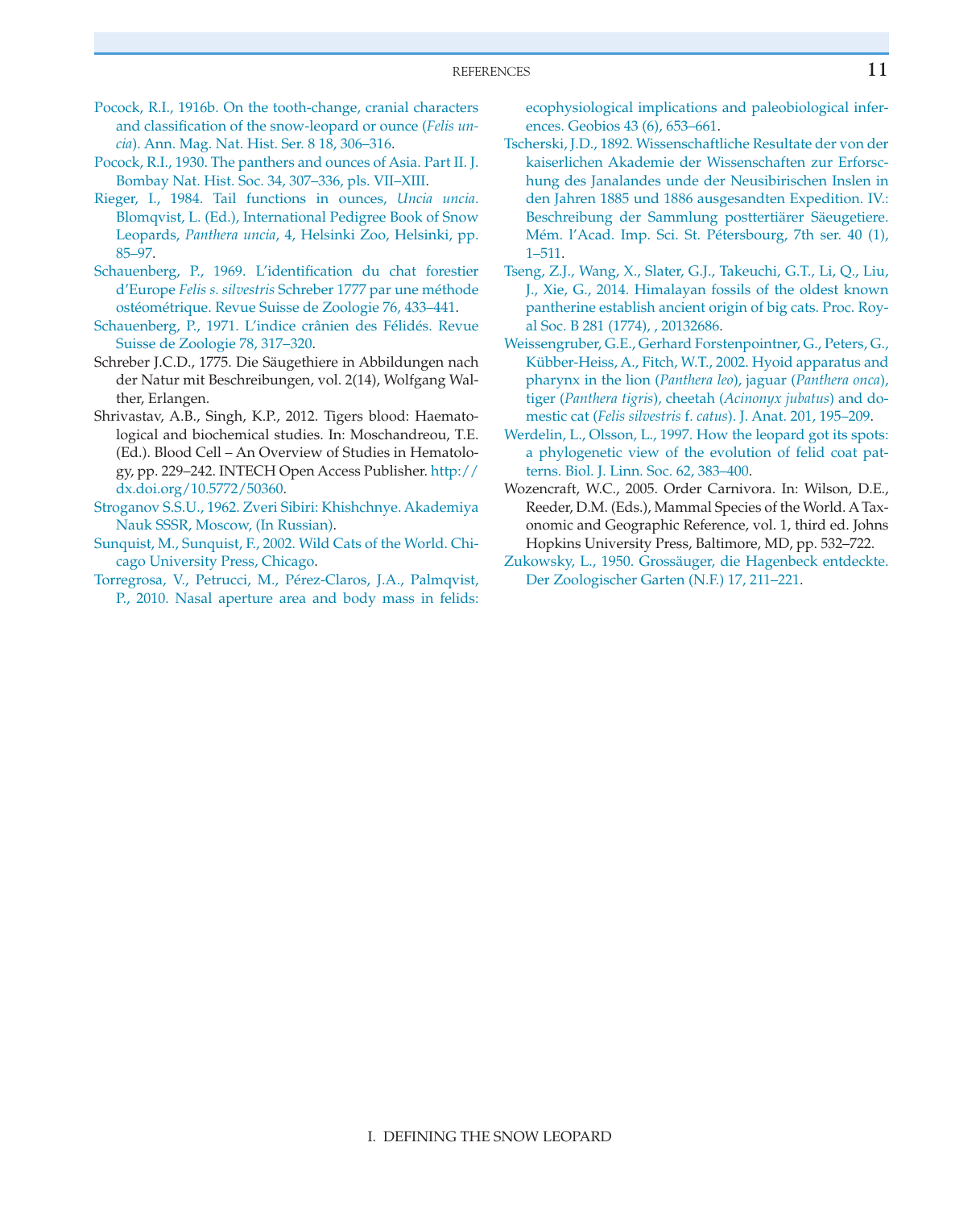Pocock, R.I., 1916b. On the tooth-change, cranial characters and classification of the snow-leopard or ounce (*Felis uncia*). Ann. Mag. Nat. Hist. Ser. 8 18, 306–316.

Pocock, R.I., 1930. The panthers and ounces of Asia. Part II. J. Bombay Nat. Hist. Soc. 34, 307–336, pls. VII–XIII.

Rieger, I., 1984. Tail functions in ounces, *Uncia uncia*. Blomqvist, L. (Ed.), International Pedigree Book of Snow Leopards, *Panthera uncia*, 4, Helsinki Zoo, Helsinki, pp. 85–97.

Schauenberg, P., 1969. L'identification du chat forestier d'Europe *Felis s. silvestris* Schreber 1777 par une méthode ostéométrique. Revue Suisse de Zoologie 76, 433–441.

Schauenberg, P., 1971. L'indice crânien des Félidés. Revue Suisse de Zoologie 78, 317–320.

Schreber J.C.D., 1775. Die Säugethiere in Abbildungen nach der Natur mit Beschreibungen, vol. 2(14), Wolfgang Walther, Erlangen.

Shrivastav, A.B., Singh, K.P., 2012. Tigers blood: Haematological and biochemical studies. In: Moschandreou, T.E. (Ed.). Blood Cell – An Overview of Studies in Hematology, pp. 229–242. INTECH Open Access Publisher. http://dx.doi.org/10.5772/50360.

Stroganov S.S.U., 1962. Zveri Sibiri: Khishchnye. Akademiya Nauk SSSR, Moscow, (In Russian).

Sunquist, M., Sunquist, F., 2002. Wild Cats of the World. Chicago University Press, Chicago.

Torregrosa, V., Petrucci, M., Pérez-Claros, J.A., Palmqvist, P., 2010. Nasal aperture area and body mass in felids: ecophysiological implications and paleobiological inferences. Geobios 43 (6), 653–661.

Tscherski, J.D., 1892. Wissenschaftliche Resultate der von der kaiserlichen Akademie der Wissenschaften zur Erforschung des Janalandes unde der Neusibirischen Inslen in den Jahren 1885 und 1886 ausgesandten Expedition. IV.: Beschreibung der Sammlung posttertiärer Säeugetiere. Mém. l'Acad. Imp. Sci. St. Pétersbourg, 7th ser. 40 (1), 1–511.

Tseng, Z.J., Wang, X., Slater, G.J., Takeuchi, G.T., Li, Q., Liu, J., Xie, G., 2014. Himalayan fossils of the oldest known pantherine establish ancient origin of big cats. Proc. Royal Soc. B 281 (1774), , 20132686.

Weissengruber, G.E., Gerhard Forstenpointner, G., Peters, G., Kübber-Heiss, A., Fitch, W.T., 2002. Hyoid apparatus and pharynx in the lion (*Panthera leo*), jaguar (*Panthera onca*), tiger (*Panthera tigris*), cheetah (*Acinonyx jubatus*) and domestic cat (*Felis silvestris* f. *catus*). J. Anat. 201, 195–209.

Werdelin, L., Olsson, L., 1997. How the leopard got its spots: a phylogenetic view of the evolution of felid coat patterns. Biol. J. Linn. Soc. 62, 383–400.

Wozencraft, W.C., 2005. Order Carnivora. In: Wilson, D.E., Reeder, D.M. (Eds.), Mammal Species of the World. A Taxonomic and Geographic Reference, vol. 1, third ed. Johns Hopkins University Press, Baltimore, MD, pp. 532–722.

Zukowsky, L., 1950. Grossäuger, die Hagenbeck entdeckte. Der Zoologischer Garten (N.F.) 17, 211–221.